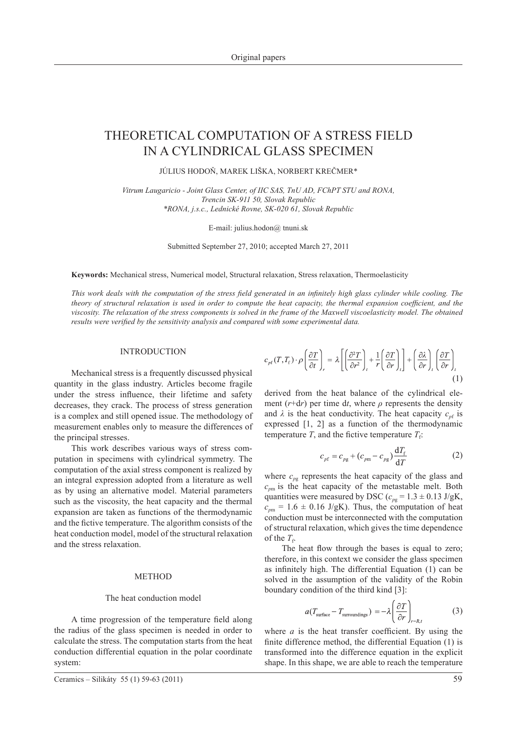# THEORETICAL COMPUTATION OF A STRESS FIELD IN A CYLINDRICAL GLASS SPECIMEN

JÚLIUS HODOŇ, MAREK LIŠKA, NORBERT KREČMER*

*Vitrum Laugaricio - Joint Glass Center, of IIC SAS, TnU AD, FChPT STU and RONA, Trencin SK-911 50, Slovak Republic*
*\*RONA, j.s.c., Lednické Rovne, SK-020 61, Slovak Republic*

E-mail: julius.hodon@ tnuni.sk

Submitted September 27, 2010; accepted March 27, 2011

**Keywords:** Mechanical stress, Numerical model, Structural relaxation, Stress relaxation, Thermoelasticity

*This work deals with the computation of the stress field generated in an infinitely high glass cylinder while cooling. The theory of structural relaxation is used in order to compute the heat capacity, the thermal expansion coefficient, and the viscosity. The relaxation of the stress components is solved in the frame of the Maxwell viscoelasticity model. The obtained results were verified by the sensitivity analysis and compared with some experimental data.*

## INTRODUCTION

Mechanical stress is a frequently discussed physical quantity in the glass industry. Articles become fragile under the stress influence, their lifetime and safety decreases, they crack. The process of stress generation is a complex and still opened issue. The methodology of measurement enables only to measure the differences of the principal stresses.

This work describes various ways of stress computation in specimens with cylindrical symmetry. The computation of the axial stress component is realized by an integral expression adopted from a literature as well as by using an alternative model. Material parameters such as the viscosity, the heat capacity and the thermal expansion are taken as functions of the thermodynamic and the fictive temperature. The algorithm consists of the heat conduction model, model of the structural relaxation and the stress relaxation.

## METHOD

### The heat conduction model

A time progression of the temperature field along the radius of the glass specimen is needed in order to calculate the stress. The computation starts from the heat conduction differential equation in the polar coordinate system:

$$c_{pf}(T,T_f)\cdot\rho\left(\frac{\partial T}{\partial t}\right)_r = \lambda\left[\left(\frac{\partial^2 T}{\partial r^2}\right)_t + \frac{1}{r}\left(\frac{\partial T}{\partial r}\right)_t\right] + \left(\frac{\partial \lambda}{\partial r}\right)_t\left(\frac{\partial T}{\partial r}\right)_t \tag{1}$$

derived from the heat balance of the cylindrical element ($r$+d$r$) per time d$t$, where $\rho$ represents the density and $\lambda$ is the heat conductivity. The heat capacity $c_{pf}$ is expressed [1, 2] as a function of the thermodynamic temperature $T$, and the fictive temperature $T_f$:

$$c_{pf} = c_{pg} + (c_{pm} - c_{pg})\frac{dT_f}{dT} \tag{2}$$

where $c_{pg}$ represents the heat capacity of the glass and $c_{pm}$ is the heat capacity of the metastable melt. Both quantities were measured by DSC ($c_{pg}$ = 1.3 ± 0.13 J/gK, $c_{pm}$ = 1.6 ± 0.16 J/gK). Thus, the computation of heat conduction must be interconnected with the computation of structural relaxation, which gives the time dependence of the $T_f$.

The heat flow through the bases is equal to zero; therefore, in this context we consider the glass specimen as infinitely high. The differential Equation (1) can be solved in the assumption of the validity of the Robin boundary condition of the third kind [3]:

$$a(T_{\text{surface}} - T_{\text{surroundings}}) = -\lambda\left(\frac{\partial T}{\partial r}\right)_{r=R,t} \tag{3}$$

where $a$ is the heat transfer coefficient. By using the finite difference method, the differential Equation (1) is transformed into the difference equation in the explicit shape. In this shape, we are able to reach the temperature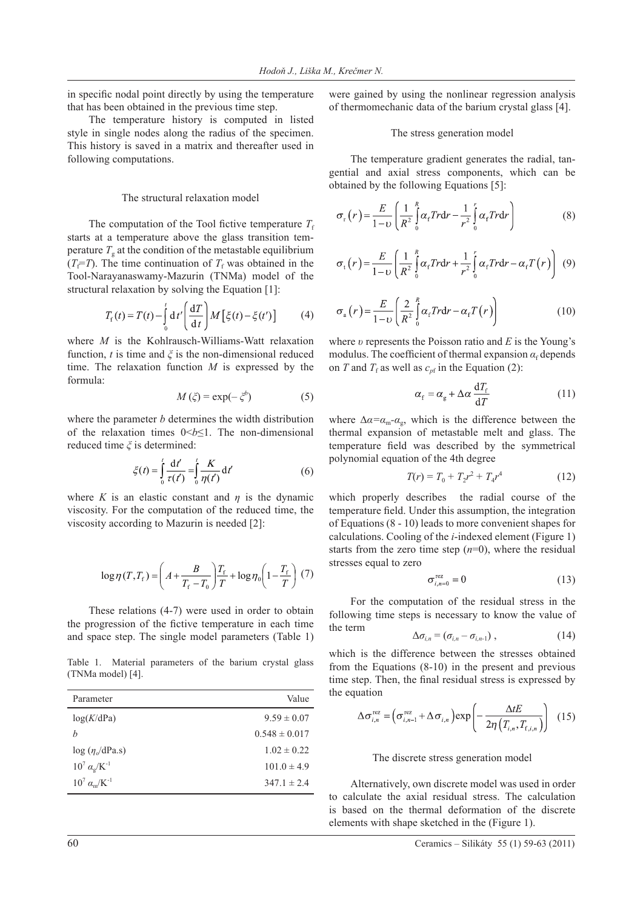in specific nodal point directly by using the temperature that has been obtained in the previous time step.

The temperature history is computed in listed style in single nodes along the radius of the specimen. This history is saved in a matrix and thereafter used in following computations.

## The structural relaxation model

The computation of the Tool fictive temperature $T_f$ starts at a temperature above the glass transition temperature $T_g$ at the condition of the metastable equilibrium ($T_f$=$T$). The time continuation of $T_f$ was obtained in the Tool-Narayanaswamy-Mazurin (TNMa) model of the structural relaxation by solving the Equation [1]:

$$T_f(t) = T(t) - \int_0^t \mathrm{d}t' \left( \frac{\mathrm{d}T}{\mathrm{d}t} \right) M\left[\xi(t) - \xi(t')\right] \tag{4}$$

where $M$ is the Kohlrausch-Williams-Watt relaxation function, $t$ is time and $\xi$ is the non-dimensional reduced time. The relaxation function $M$ is expressed by the formula:

$$M(\xi) = \exp(-\xi^b) \tag{5}$$

where the parameter $b$ determines the width distribution of the relaxation times $0<b\leq1$. The non-dimensional reduced time $\xi$ is determined:

$$\xi(t) = \int_0^t \frac{\mathrm{d}t'}{\tau(t')} = \int_0^t \frac{K}{\eta(t')} \mathrm{d}t' \tag{6}$$

where $K$ is an elastic constant and $\eta$ is the dynamic viscosity. For the computation of the reduced time, the viscosity according to Mazurin is needed [2]:

$$\log\eta(T, T_f) = \left( A + \frac{B}{T_f - T_0} \right) \frac{T_f}{T} + \log\eta_0 \left( 1 - \frac{T_f}{T} \right) \tag{7}$$

These relations (4-7) were used in order to obtain the progression of the fictive temperature in each time and space step. The single model parameters (Table 1) were gained by using the nonlinear regression analysis of thermomechanic data of the barium crystal glass [4].

Table 1. Material parameters of the barium crystal glass (TNMa model) [4].

| Parameter | Value |
|---|---|
| $\log(K$/dPa) | $9.59 \pm 0.07$ |
| $b$ | $0.548 \pm 0.017$ |
| $\log(\eta_o$/dPa.s) | $1.02 \pm 0.22$ |
| $10^7\ \alpha_g$/K$^{-1}$ | $101.0 \pm 4.9$ |
| $10^7\ \alpha_m$/K$^{-1}$ | $347.1 \pm 2.4$ |

## The stress generation model

The temperature gradient generates the radial, tangential and axial stress components, which can be obtained by the following Equations [5]:

$$\sigma_r(r) = \frac{E}{1-\upsilon} \left( \frac{1}{R^2} \int_0^R \alpha_f T r \mathrm{d}r - \frac{1}{r^2} \int_0^r \alpha_f T r \mathrm{d}r \right) \tag{8}$$

$$\sigma_t(r) = \frac{E}{1-\upsilon} \left( \frac{1}{R^2} \int_0^R \alpha_f T r \mathrm{d}r + \frac{1}{r^2} \int_0^r \alpha_f T r \mathrm{d}r - \alpha_f T(r) \right) \tag{9}$$

$$\sigma_a(r) = \frac{E}{1-\upsilon} \left( \frac{2}{R^2} \int_0^R \alpha_f T r \mathrm{d}r - \alpha_f T(r) \right) \tag{10}$$

where $\upsilon$ represents the Poisson ratio and $E$ is the Young's modulus. The coefficient of thermal expansion $\alpha_f$ depends on $T$ and $T_f$ as well as $c_{pf}$ in the Equation (2):

$$\alpha_f = \alpha_g + \Delta\alpha \frac{\mathrm{d}T_f}{\mathrm{d}T} \tag{11}$$

where $\Delta\alpha$=$\alpha_m$-$\alpha_g$, which is the difference between the thermal expansion of metastable melt and glass. The temperature field was described by the symmetrical polynomial equation of the 4th degree

$$T(r) = T_0 + T_2 r^2 + T_4 r^4 \tag{12}$$

which properly describes the radial course of the temperature field. Under this assumption, the integration of Equations (8 - 10) leads to more convenient shapes for calculations. Cooling of the $i$-indexed element (Figure 1) starts from the zero time step ($n$=0), where the residual stresses equal to zero

$$\sigma_{i,n=0}^{\mathrm{rez}} = 0 \tag{13}$$

For the computation of the residual stress in the following time steps is necessary to know the value of the term

$$\Delta\sigma_{i,n} = (\sigma_{i,n} - \sigma_{i,n-1}), \tag{14}$$

which is the difference between the stresses obtained from the Equations (8-10) in the present and previous time step. Then, the final residual stress is expressed by the equation

$$\Delta\sigma_{i,n}^{\mathrm{rez}} = \left( \sigma_{i,n-1}^{\mathrm{rez}} + \Delta\sigma_{i,n} \right) \exp\left( -\frac{\Delta t E}{2\eta\left(T_{i,n}, T_{f,i,n}\right)} \right) \tag{15}$$

## The discrete stress generation model

Alternatively, own discrete model was used in order to calculate the axial residual stress. The calculation is based on the thermal deformation of the discrete elements with shape sketched in the (Figure 1).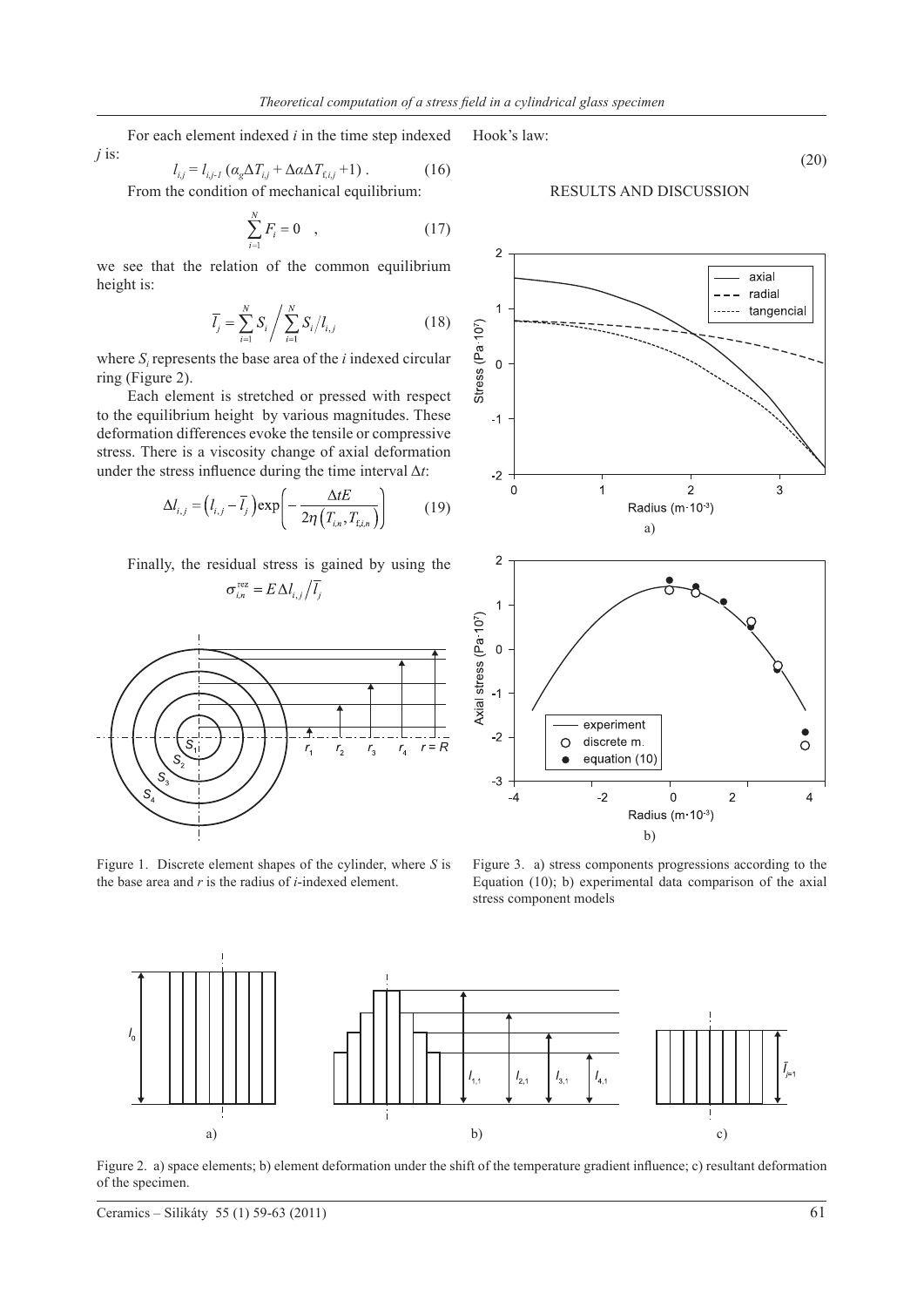For each element indexed *i* in the time step indexed *j* is:

$$l_{i,j} = l_{i,j-1}\,(\alpha_g \Delta T_{i,j} + \Delta\alpha \Delta T_{f,i,j} + 1)\ . \qquad (16)$$

From the condition of mechanical equilibrium:

$$\sum_{i=1}^{N} F_i = 0 \quad , \qquad (17)$$

we see that the relation of the common equilibrium height is:

$$\bar{l}_j = \sum_{i=1}^{N} S_i \Bigg/ \sum_{i=1}^{N} S_i / l_{i,j} \qquad (18)$$

where $S_i$ represents the base area of the *i* indexed circular ring (Figure 2).

Each element is stretched or pressed with respect to the equilibrium height by various magnitudes. These deformation differences evoke the tensile or compressive stress. There is a viscosity change of axial deformation under the stress influence during the time interval $\Delta t$:

$$\Delta l_{i,j} = \left(l_{i,j} - \bar{l}_j\right) \exp\left(-\frac{\Delta t E}{2\eta\left(T_{i,n}, T_{f,i,n}\right)}\right) \qquad (19)$$

Finally, the residual stress is gained by using the Hook's law:

$$\sigma_{i,n}^{rez} = E\,\Delta l_{i,j} / \bar{l}_j \qquad (20)$$

Figure 1. Discrete element shapes of the cylinder, where *S* is the base area and *r* is the radius of *i*-indexed element.

## RESULTS AND DISCUSSION

Figure 3. a) stress components progressions according to the Equation (10); b) experimental data comparison of the axial stress component models

Figure 2. a) space elements; b) element deformation under the shift of the temperature gradient influence; c) resultant deformation of the specimen.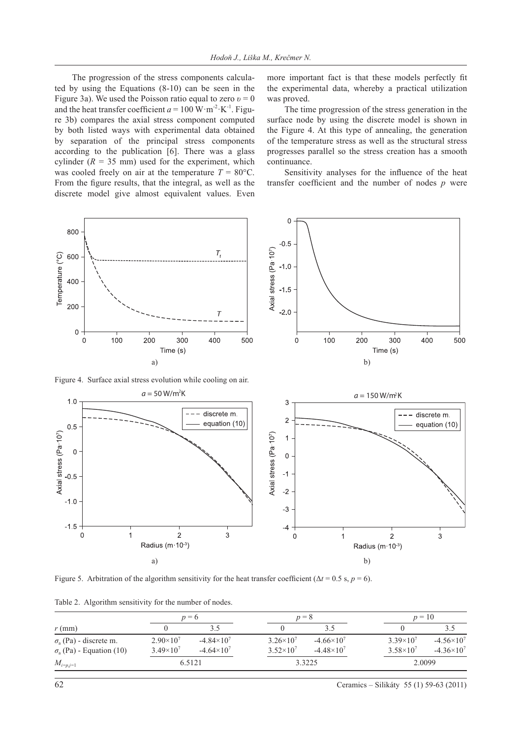The progression of the stress components calculated by using the Equations (8-10) can be seen in the Figure 3a). We used the Poisson ratio equal to zero $\upsilon = 0$ and the heat transfer coefficient $a = 100\ \mathrm{W{\cdot}m^{-2}{\cdot}K^{-1}}$. Figure 3b) compares the axial stress component computed by both listed ways with experimental data obtained by separation of the principal stress components according to the publication [6]. There was a glass cylinder ($R$ = 35 mm) used for the experiment, which was cooled freely on air at the temperature $T$ = 80°C. From the figure results, that the integral, as well as the discrete model give almost equivalent values. Even more important fact is that these models perfectly fit the experimental data, whereby a practical utilization was proved.

The time progression of the stress generation in the surface node by using the discrete model is shown in the Figure 4. At this type of annealing, the generation of the temperature stress as well as the structural stress progresses parallel so the stress creation has a smooth continuance.

Sensitivity analyses for the influence of the heat transfer coefficient and the number of nodes $p$ were

Figure 4. Surface axial stress evolution while cooling on air.

Figure 5. Arbitration of the algorithm sensitivity for the heat transfer coefficient ($\Delta t$ = 0.5 s, $p$ = 6).

Table 2. Algorithm sensitivity for the number of nodes.

| | $p = 6$ | | $p = 8$ | | $p = 10$ | |
|---|---|---|---|---|---|---|
| $r$ (mm) | 0 | 3.5 | 0 | 3.5 | 0 | 3.5 |
| $\sigma_a$ (Pa) - discrete m. | $2.90\times10^{7}$ | $-4.84\times10^{7}$ | $3.26\times10^{7}$ | $-4.66\times10^{7}$ | $3.39\times10^{7}$ | $-4.56\times10^{7}$ |
| $\sigma_a$ (Pa) - Equation (10) | $3.49\times10^{7}$ | $-4.64\times10^{7}$ | $3.52\times10^{7}$ | $-4.48\times10^{7}$ | $3.58\times10^{7}$ | $-4.36\times10^{7}$ |
| $M_{i=p,j=1}$ | 6.5121 | | 3.3225 | | 2.0099 | |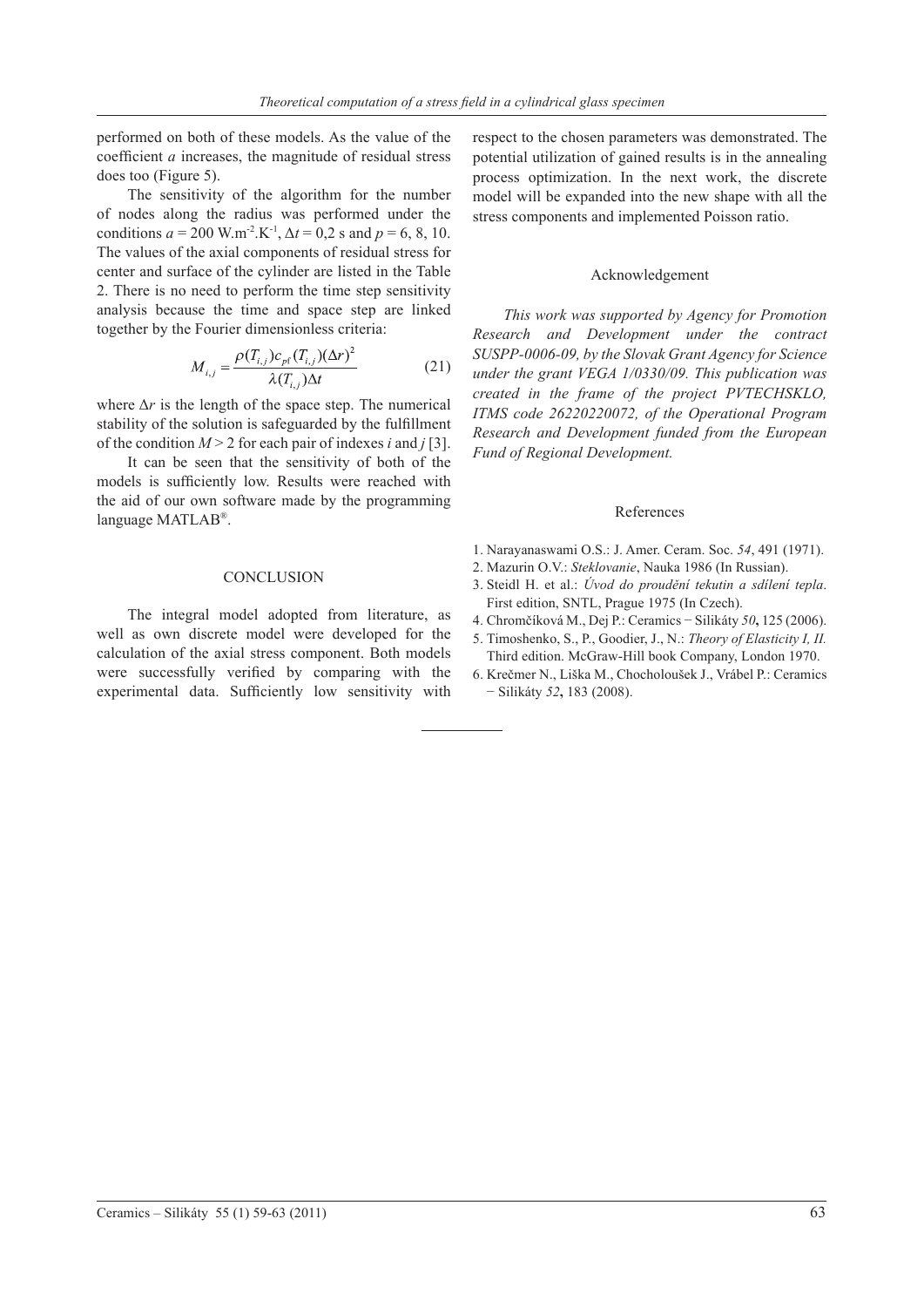performed on both of these models. As the value of the coefficient *a* increases, the magnitude of residual stress does too (Figure 5).

The sensitivity of the algorithm for the number of nodes along the radius was performed under the conditions $a = 200\ \mathrm{W.m^{-2}.K^{-1}}$, $\Delta t = 0{,}2$ s and $p = 6, 8, 10$. The values of the axial components of residual stress for center and surface of the cylinder are listed in the Table 2. There is no need to perform the time step sensitivity analysis because the time and space step are linked together by the Fourier dimensionless criteria:

$$M_{i,j} = \frac{\rho(T_{i,j})c_{pf}(T_{i,j})(\Delta r)^2}{\lambda(T_{i,j})\Delta t} \tag{21}$$

where $\Delta r$ is the length of the space step. The numerical stability of the solution is safeguarded by the fulfillment of the condition $M > 2$ for each pair of indexes $i$ and $j$ [3].

It can be seen that the sensitivity of both of the models is sufficiently low. Results were reached with the aid of our own software made by the programming language MATLAB®.

## CONCLUSION

The integral model adopted from literature, as well as own discrete model were developed for the calculation of the axial stress component. Both models were successfully verified by comparing with the experimental data. Sufficiently low sensitivity with respect to the chosen parameters was demonstrated. The potential utilization of gained results is in the annealing process optimization. In the next work, the discrete model will be expanded into the new shape with all the stress components and implemented Poisson ratio.

## Acknowledgement

*This work was supported by Agency for Promotion Research and Development under the contract SUSPP-0006-09, by the Slovak Grant Agency for Science under the grant VEGA 1/0330/09. This publication was created in the frame of the project PVTECHSKLO, ITMS code 26220220072, of the Operational Program Research and Development funded from the European Fund of Regional Development.*

## References

1. Narayanaswami O.S.: J. Amer. Ceram. Soc. *54*, 491 (1971).
2. Mazurin O.V.: *Steklovanie*, Nauka 1986 (In Russian).
3. Steidl H. et al.: *Úvod do proudění tekutin a sdílení tepla*. First edition, SNTL, Prague 1975 (In Czech).
4. Chromčíková M., Dej P.: Ceramics − Silikáty *50*, 125 (2006).
5. Timoshenko, S., P., Goodier, J., N.: *Theory of Elasticity I, II.* Third edition. McGraw-Hill book Company, London 1970.
6. Krečmer N., Liška M., Chocholoušek J., Vrábel P.: Ceramics − Silikáty *52*, 183 (2008).